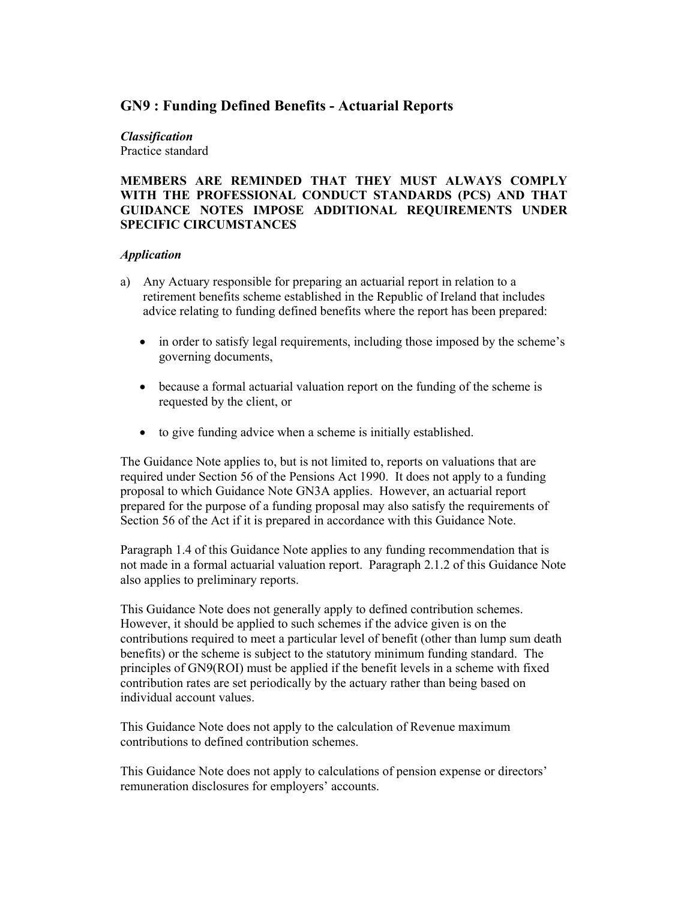## GN9 : Funding Defined Benefits - Actuarial Reports

***Classification***
Practice standard

**MEMBERS ARE REMINDED THAT THEY MUST ALWAYS COMPLY WITH THE PROFESSIONAL CONDUCT STANDARDS (PCS) AND THAT GUIDANCE NOTES IMPOSE ADDITIONAL REQUIREMENTS UNDER SPECIFIC CIRCUMSTANCES**

***Application***

a) Any Actuary responsible for preparing an actuarial report in relation to a retirement benefits scheme established in the Republic of Ireland that includes advice relating to funding defined benefits where the report has been prepared:

   - in order to satisfy legal requirements, including those imposed by the scheme's governing documents,

   - because a formal actuarial valuation report on the funding of the scheme is requested by the client, or

   - to give funding advice when a scheme is initially established.

The Guidance Note applies to, but is not limited to, reports on valuations that are required under Section 56 of the Pensions Act 1990. It does not apply to a funding proposal to which Guidance Note GN3A applies. However, an actuarial report prepared for the purpose of a funding proposal may also satisfy the requirements of Section 56 of the Act if it is prepared in accordance with this Guidance Note.

Paragraph 1.4 of this Guidance Note applies to any funding recommendation that is not made in a formal actuarial valuation report. Paragraph 2.1.2 of this Guidance Note also applies to preliminary reports.

This Guidance Note does not generally apply to defined contribution schemes. However, it should be applied to such schemes if the advice given is on the contributions required to meet a particular level of benefit (other than lump sum death benefits) or the scheme is subject to the statutory minimum funding standard. The principles of GN9(ROI) must be applied if the benefit levels in a scheme with fixed contribution rates are set periodically by the actuary rather than being based on individual account values.

This Guidance Note does not apply to the calculation of Revenue maximum contributions to defined contribution schemes.

This Guidance Note does not apply to calculations of pension expense or directors' remuneration disclosures for employers' accounts.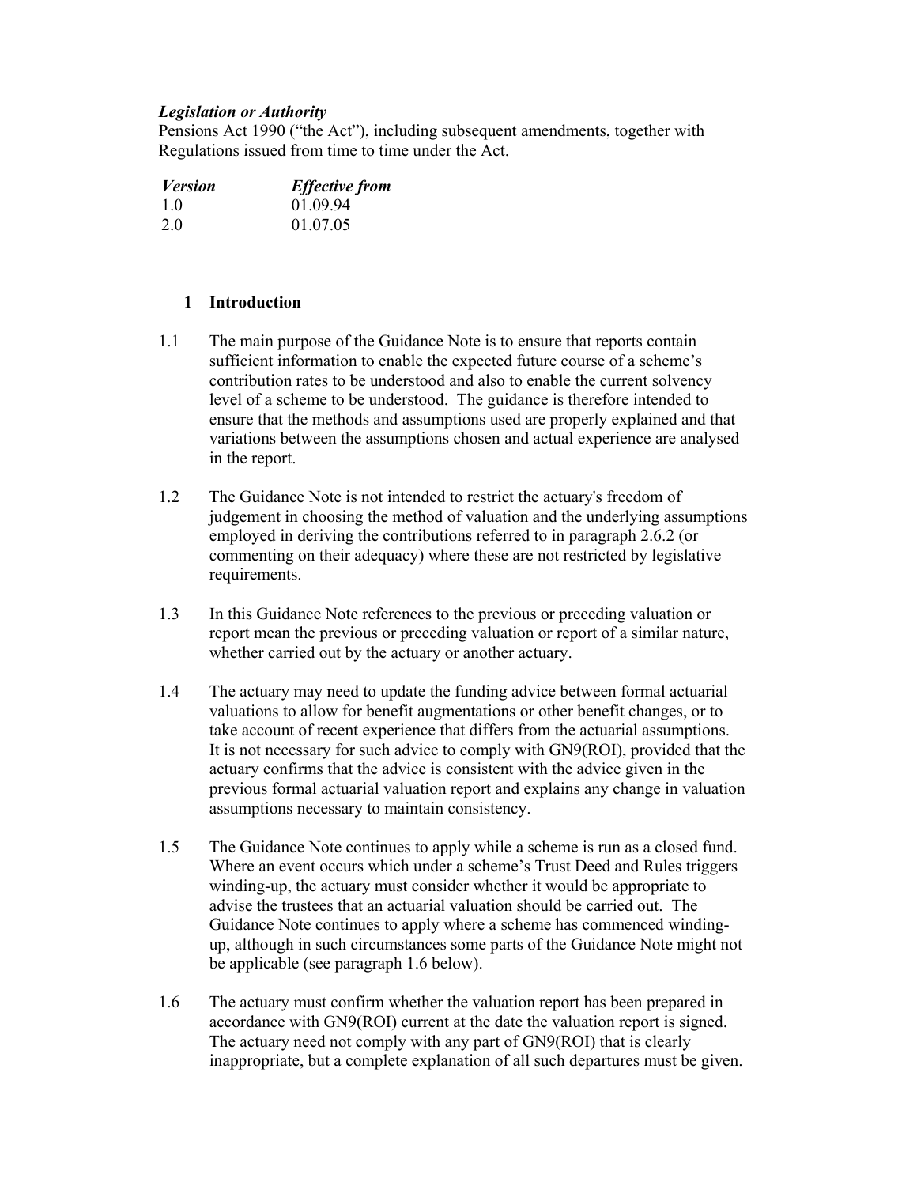***Legislation or Authority***

Pensions Act 1990 ("the Act"), including subsequent amendments, together with Regulations issued from time to time under the Act.

| *Version* | *Effective from* |
|---|---|
| 1.0 | 01.09.94 |
| 2.0 | 01.07.05 |

## 1 Introduction

1.1 The main purpose of the Guidance Note is to ensure that reports contain sufficient information to enable the expected future course of a scheme's contribution rates to be understood and also to enable the current solvency level of a scheme to be understood. The guidance is therefore intended to ensure that the methods and assumptions used are properly explained and that variations between the assumptions chosen and actual experience are analysed in the report.

1.2 The Guidance Note is not intended to restrict the actuary's freedom of judgement in choosing the method of valuation and the underlying assumptions employed in deriving the contributions referred to in paragraph 2.6.2 (or commenting on their adequacy) where these are not restricted by legislative requirements.

1.3 In this Guidance Note references to the previous or preceding valuation or report mean the previous or preceding valuation or report of a similar nature, whether carried out by the actuary or another actuary.

1.4 The actuary may need to update the funding advice between formal actuarial valuations to allow for benefit augmentations or other benefit changes, or to take account of recent experience that differs from the actuarial assumptions. It is not necessary for such advice to comply with GN9(ROI), provided that the actuary confirms that the advice is consistent with the advice given in the previous formal actuarial valuation report and explains any change in valuation assumptions necessary to maintain consistency.

1.5 The Guidance Note continues to apply while a scheme is run as a closed fund. Where an event occurs which under a scheme's Trust Deed and Rules triggers winding-up, the actuary must consider whether it would be appropriate to advise the trustees that an actuarial valuation should be carried out. The Guidance Note continues to apply where a scheme has commenced winding-up, although in such circumstances some parts of the Guidance Note might not be applicable (see paragraph 1.6 below).

1.6 The actuary must confirm whether the valuation report has been prepared in accordance with GN9(ROI) current at the date the valuation report is signed. The actuary need not comply with any part of GN9(ROI) that is clearly inappropriate, but a complete explanation of all such departures must be given.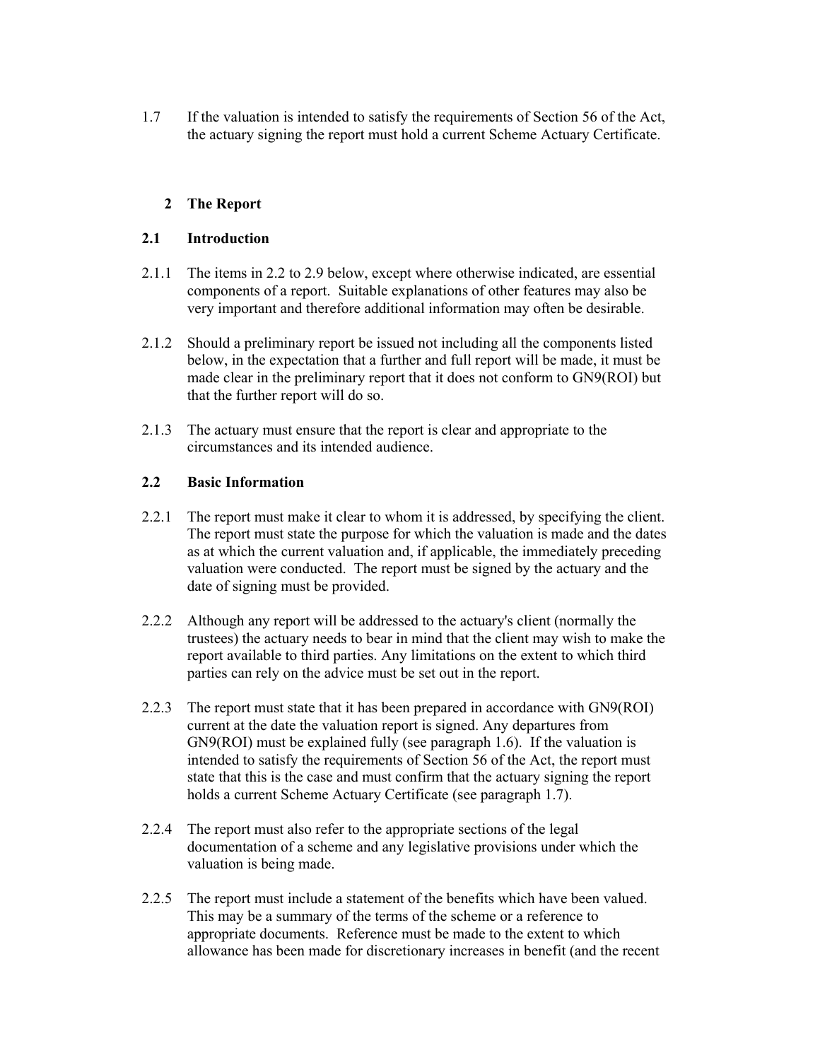1.7 If the valuation is intended to satisfy the requirements of Section 56 of the Act, the actuary signing the report must hold a current Scheme Actuary Certificate.

## 2 The Report

### 2.1 Introduction

2.1.1 The items in 2.2 to 2.9 below, except where otherwise indicated, are essential components of a report. Suitable explanations of other features may also be very important and therefore additional information may often be desirable.

2.1.2 Should a preliminary report be issued not including all the components listed below, in the expectation that a further and full report will be made, it must be made clear in the preliminary report that it does not conform to GN9(ROI) but that the further report will do so.

2.1.3 The actuary must ensure that the report is clear and appropriate to the circumstances and its intended audience.

### 2.2 Basic Information

2.2.1 The report must make it clear to whom it is addressed, by specifying the client. The report must state the purpose for which the valuation is made and the dates as at which the current valuation and, if applicable, the immediately preceding valuation were conducted. The report must be signed by the actuary and the date of signing must be provided.

2.2.2 Although any report will be addressed to the actuary's client (normally the trustees) the actuary needs to bear in mind that the client may wish to make the report available to third parties. Any limitations on the extent to which third parties can rely on the advice must be set out in the report.

2.2.3 The report must state that it has been prepared in accordance with GN9(ROI) current at the date the valuation report is signed. Any departures from GN9(ROI) must be explained fully (see paragraph 1.6). If the valuation is intended to satisfy the requirements of Section 56 of the Act, the report must state that this is the case and must confirm that the actuary signing the report holds a current Scheme Actuary Certificate (see paragraph 1.7).

2.2.4 The report must also refer to the appropriate sections of the legal documentation of a scheme and any legislative provisions under which the valuation is being made.

2.2.5 The report must include a statement of the benefits which have been valued. This may be a summary of the terms of the scheme or a reference to appropriate documents. Reference must be made to the extent to which allowance has been made for discretionary increases in benefit (and the recent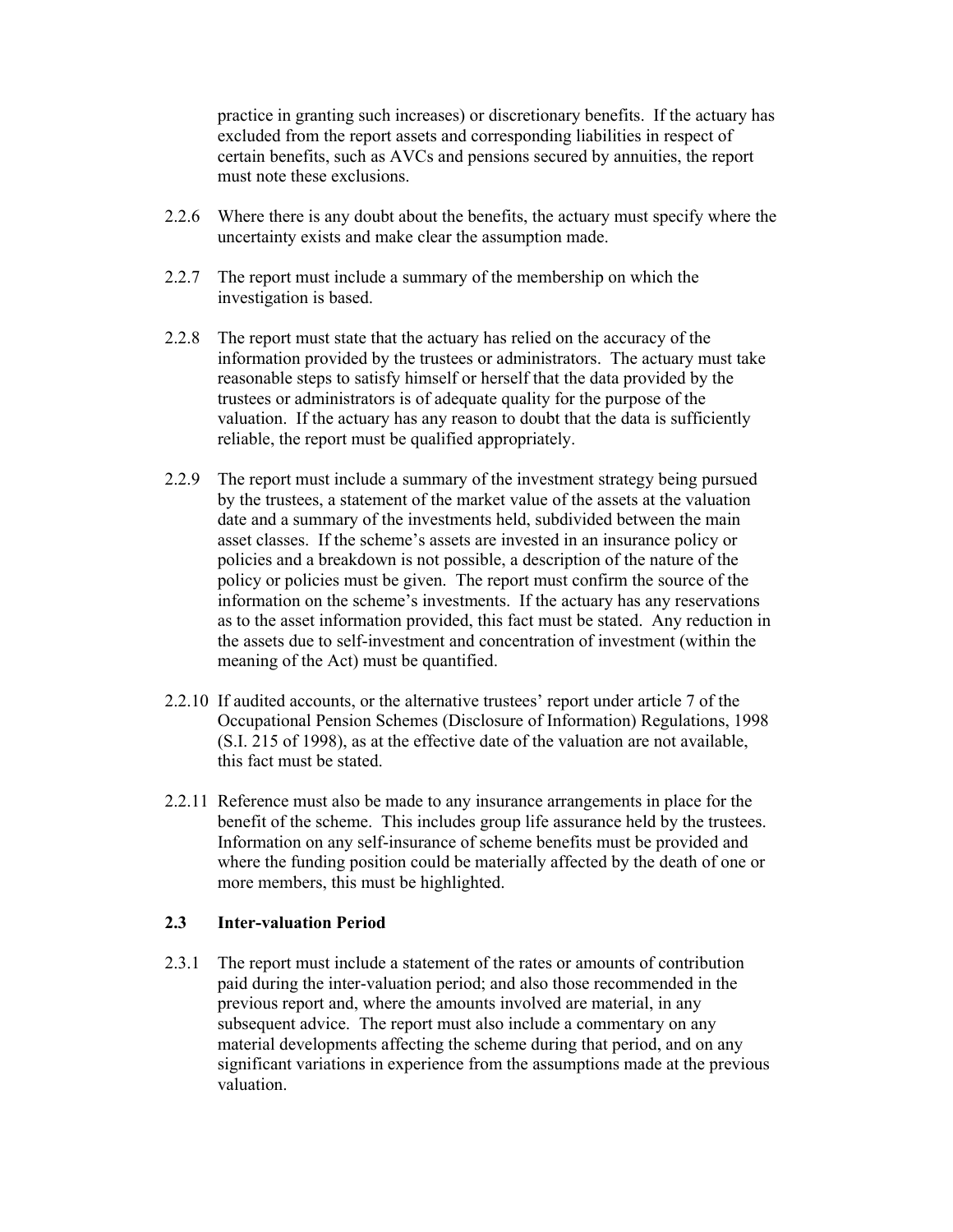practice in granting such increases) or discretionary benefits. If the actuary has excluded from the report assets and corresponding liabilities in respect of certain benefits, such as AVCs and pensions secured by annuities, the report must note these exclusions.

2.2.6 Where there is any doubt about the benefits, the actuary must specify where the uncertainty exists and make clear the assumption made.

2.2.7 The report must include a summary of the membership on which the investigation is based.

2.2.8 The report must state that the actuary has relied on the accuracy of the information provided by the trustees or administrators. The actuary must take reasonable steps to satisfy himself or herself that the data provided by the trustees or administrators is of adequate quality for the purpose of the valuation. If the actuary has any reason to doubt that the data is sufficiently reliable, the report must be qualified appropriately.

2.2.9 The report must include a summary of the investment strategy being pursued by the trustees, a statement of the market value of the assets at the valuation date and a summary of the investments held, subdivided between the main asset classes. If the scheme's assets are invested in an insurance policy or policies and a breakdown is not possible, a description of the nature of the policy or policies must be given. The report must confirm the source of the information on the scheme's investments. If the actuary has any reservations as to the asset information provided, this fact must be stated. Any reduction in the assets due to self-investment and concentration of investment (within the meaning of the Act) must be quantified.

2.2.10 If audited accounts, or the alternative trustees' report under article 7 of the Occupational Pension Schemes (Disclosure of Information) Regulations, 1998 (S.I. 215 of 1998), as at the effective date of the valuation are not available, this fact must be stated.

2.2.11 Reference must also be made to any insurance arrangements in place for the benefit of the scheme. This includes group life assurance held by the trustees. Information on any self-insurance of scheme benefits must be provided and where the funding position could be materially affected by the death of one or more members, this must be highlighted.

### 2.3 Inter-valuation Period

2.3.1 The report must include a statement of the rates or amounts of contribution paid during the inter-valuation period; and also those recommended in the previous report and, where the amounts involved are material, in any subsequent advice. The report must also include a commentary on any material developments affecting the scheme during that period, and on any significant variations in experience from the assumptions made at the previous valuation.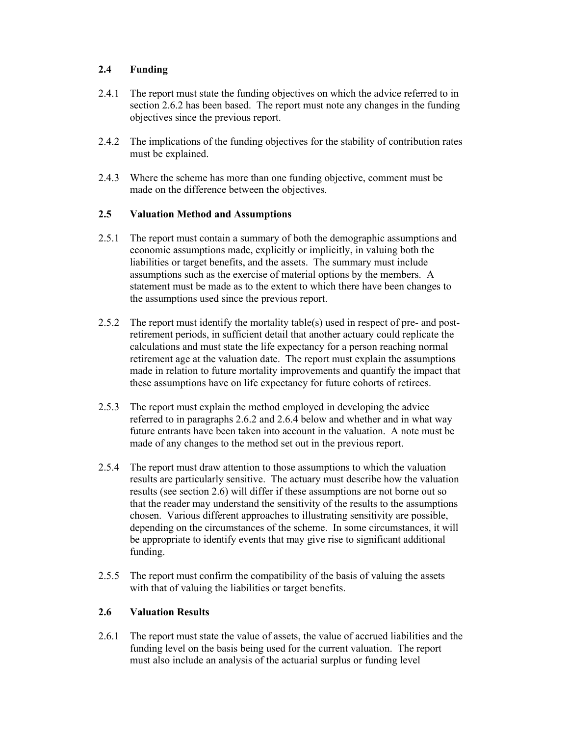### 2.4 Funding

2.4.1 The report must state the funding objectives on which the advice referred to in section 2.6.2 has been based. The report must note any changes in the funding objectives since the previous report.

2.4.2 The implications of the funding objectives for the stability of contribution rates must be explained.

2.4.3 Where the scheme has more than one funding objective, comment must be made on the difference between the objectives.

### 2.5 Valuation Method and Assumptions

2.5.1 The report must contain a summary of both the demographic assumptions and economic assumptions made, explicitly or implicitly, in valuing both the liabilities or target benefits, and the assets. The summary must include assumptions such as the exercise of material options by the members. A statement must be made as to the extent to which there have been changes to the assumptions used since the previous report.

2.5.2 The report must identify the mortality table(s) used in respect of pre- and post-retirement periods, in sufficient detail that another actuary could replicate the calculations and must state the life expectancy for a person reaching normal retirement age at the valuation date. The report must explain the assumptions made in relation to future mortality improvements and quantify the impact that these assumptions have on life expectancy for future cohorts of retirees.

2.5.3 The report must explain the method employed in developing the advice referred to in paragraphs 2.6.2 and 2.6.4 below and whether and in what way future entrants have been taken into account in the valuation. A note must be made of any changes to the method set out in the previous report.

2.5.4 The report must draw attention to those assumptions to which the valuation results are particularly sensitive. The actuary must describe how the valuation results (see section 2.6) will differ if these assumptions are not borne out so that the reader may understand the sensitivity of the results to the assumptions chosen. Various different approaches to illustrating sensitivity are possible, depending on the circumstances of the scheme. In some circumstances, it will be appropriate to identify events that may give rise to significant additional funding.

2.5.5 The report must confirm the compatibility of the basis of valuing the assets with that of valuing the liabilities or target benefits.

### 2.6 Valuation Results

2.6.1 The report must state the value of assets, the value of accrued liabilities and the funding level on the basis being used for the current valuation. The report must also include an analysis of the actuarial surplus or funding level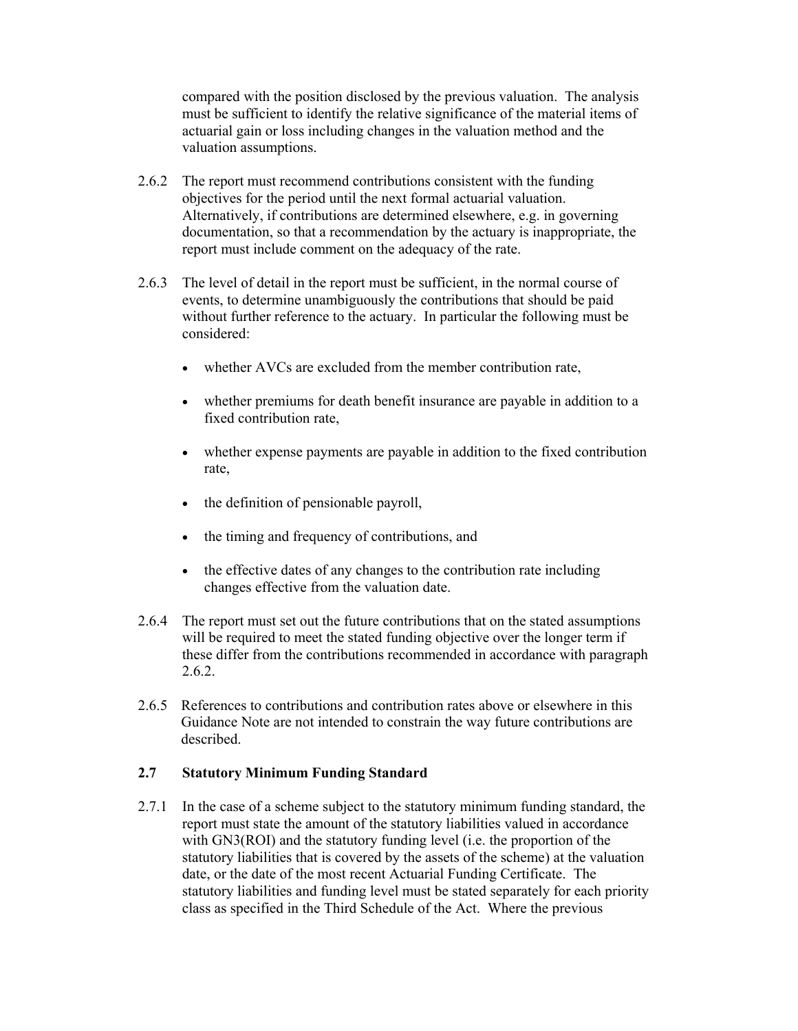compared with the position disclosed by the previous valuation. The analysis must be sufficient to identify the relative significance of the material items of actuarial gain or loss including changes in the valuation method and the valuation assumptions.

2.6.2 The report must recommend contributions consistent with the funding objectives for the period until the next formal actuarial valuation. Alternatively, if contributions are determined elsewhere, e.g. in governing documentation, so that a recommendation by the actuary is inappropriate, the report must include comment on the adequacy of the rate.

2.6.3 The level of detail in the report must be sufficient, in the normal course of events, to determine unambiguously the contributions that should be paid without further reference to the actuary. In particular the following must be considered:

- whether AVCs are excluded from the member contribution rate,
- whether premiums for death benefit insurance are payable in addition to a fixed contribution rate,
- whether expense payments are payable in addition to the fixed contribution rate,
- the definition of pensionable payroll,
- the timing and frequency of contributions, and
- the effective dates of any changes to the contribution rate including changes effective from the valuation date.

2.6.4 The report must set out the future contributions that on the stated assumptions will be required to meet the stated funding objective over the longer term if these differ from the contributions recommended in accordance with paragraph 2.6.2.

2.6.5 References to contributions and contribution rates above or elsewhere in this Guidance Note are not intended to constrain the way future contributions are described.

### 2.7 Statutory Minimum Funding Standard

2.7.1 In the case of a scheme subject to the statutory minimum funding standard, the report must state the amount of the statutory liabilities valued in accordance with GN3(ROI) and the statutory funding level (i.e. the proportion of the statutory liabilities that is covered by the assets of the scheme) at the valuation date, or the date of the most recent Actuarial Funding Certificate. The statutory liabilities and funding level must be stated separately for each priority class as specified in the Third Schedule of the Act. Where the previous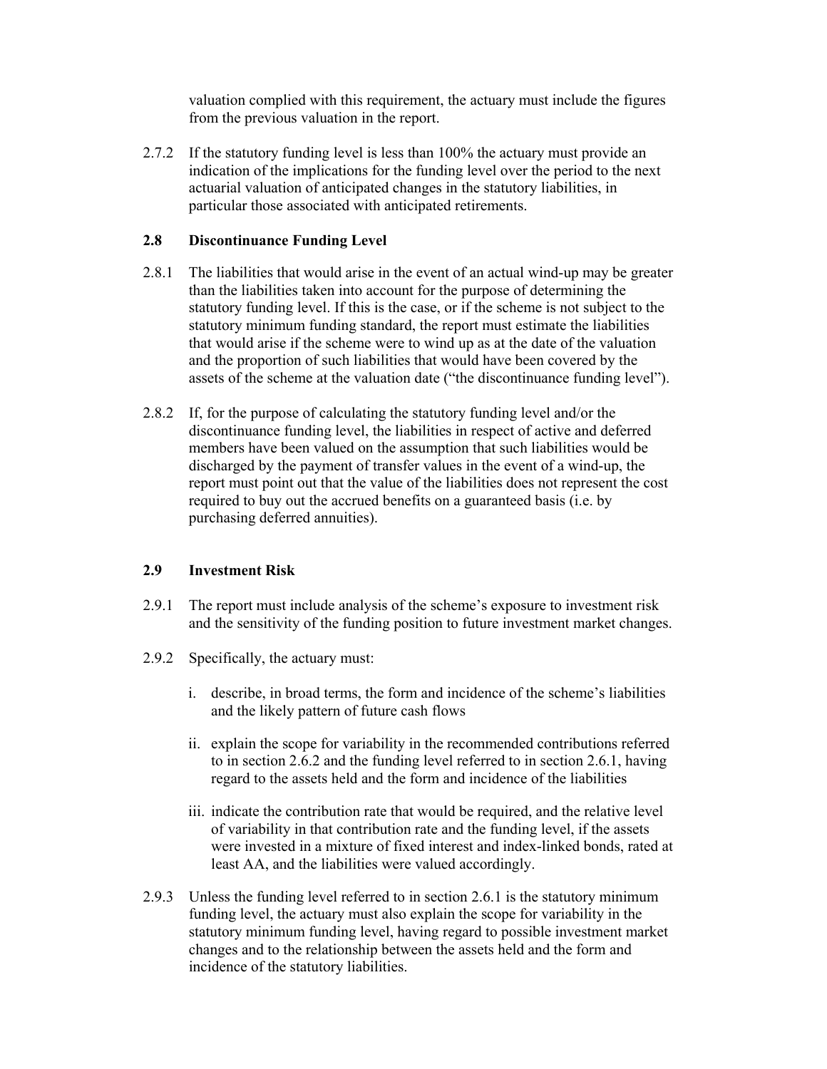valuation complied with this requirement, the actuary must include the figures from the previous valuation in the report.

2.7.2 If the statutory funding level is less than 100% the actuary must provide an indication of the implications for the funding level over the period to the next actuarial valuation of anticipated changes in the statutory liabilities, in particular those associated with anticipated retirements.

### 2.8 Discontinuance Funding Level

2.8.1 The liabilities that would arise in the event of an actual wind-up may be greater than the liabilities taken into account for the purpose of determining the statutory funding level. If this is the case, or if the scheme is not subject to the statutory minimum funding standard, the report must estimate the liabilities that would arise if the scheme were to wind up as at the date of the valuation and the proportion of such liabilities that would have been covered by the assets of the scheme at the valuation date ("the discontinuance funding level").

2.8.2 If, for the purpose of calculating the statutory funding level and/or the discontinuance funding level, the liabilities in respect of active and deferred members have been valued on the assumption that such liabilities would be discharged by the payment of transfer values in the event of a wind-up, the report must point out that the value of the liabilities does not represent the cost required to buy out the accrued benefits on a guaranteed basis (i.e. by purchasing deferred annuities).

### 2.9 Investment Risk

2.9.1 The report must include analysis of the scheme's exposure to investment risk and the sensitivity of the funding position to future investment market changes.

2.9.2 Specifically, the actuary must:

i. describe, in broad terms, the form and incidence of the scheme's liabilities and the likely pattern of future cash flows

ii. explain the scope for variability in the recommended contributions referred to in section 2.6.2 and the funding level referred to in section 2.6.1, having regard to the assets held and the form and incidence of the liabilities

iii. indicate the contribution rate that would be required, and the relative level of variability in that contribution rate and the funding level, if the assets were invested in a mixture of fixed interest and index-linked bonds, rated at least AA, and the liabilities were valued accordingly.

2.9.3 Unless the funding level referred to in section 2.6.1 is the statutory minimum funding level, the actuary must also explain the scope for variability in the statutory minimum funding level, having regard to possible investment market changes and to the relationship between the assets held and the form and incidence of the statutory liabilities.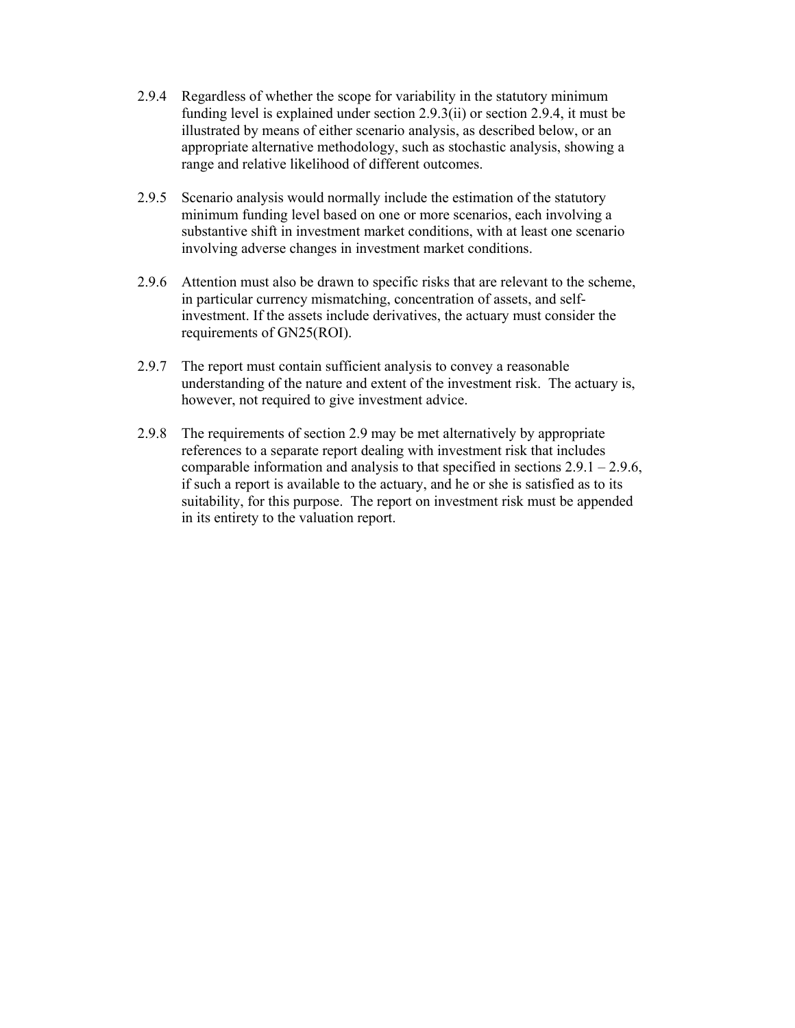2.9.4 Regardless of whether the scope for variability in the statutory minimum funding level is explained under section 2.9.3(ii) or section 2.9.4, it must be illustrated by means of either scenario analysis, as described below, or an appropriate alternative methodology, such as stochastic analysis, showing a range and relative likelihood of different outcomes.

2.9.5 Scenario analysis would normally include the estimation of the statutory minimum funding level based on one or more scenarios, each involving a substantive shift in investment market conditions, with at least one scenario involving adverse changes in investment market conditions.

2.9.6 Attention must also be drawn to specific risks that are relevant to the scheme, in particular currency mismatching, concentration of assets, and self-investment. If the assets include derivatives, the actuary must consider the requirements of GN25(ROI).

2.9.7 The report must contain sufficient analysis to convey a reasonable understanding of the nature and extent of the investment risk. The actuary is, however, not required to give investment advice.

2.9.8 The requirements of section 2.9 may be met alternatively by appropriate references to a separate report dealing with investment risk that includes comparable information and analysis to that specified in sections 2.9.1 – 2.9.6, if such a report is available to the actuary, and he or she is satisfied as to its suitability, for this purpose. The report on investment risk must be appended in its entirety to the valuation report.